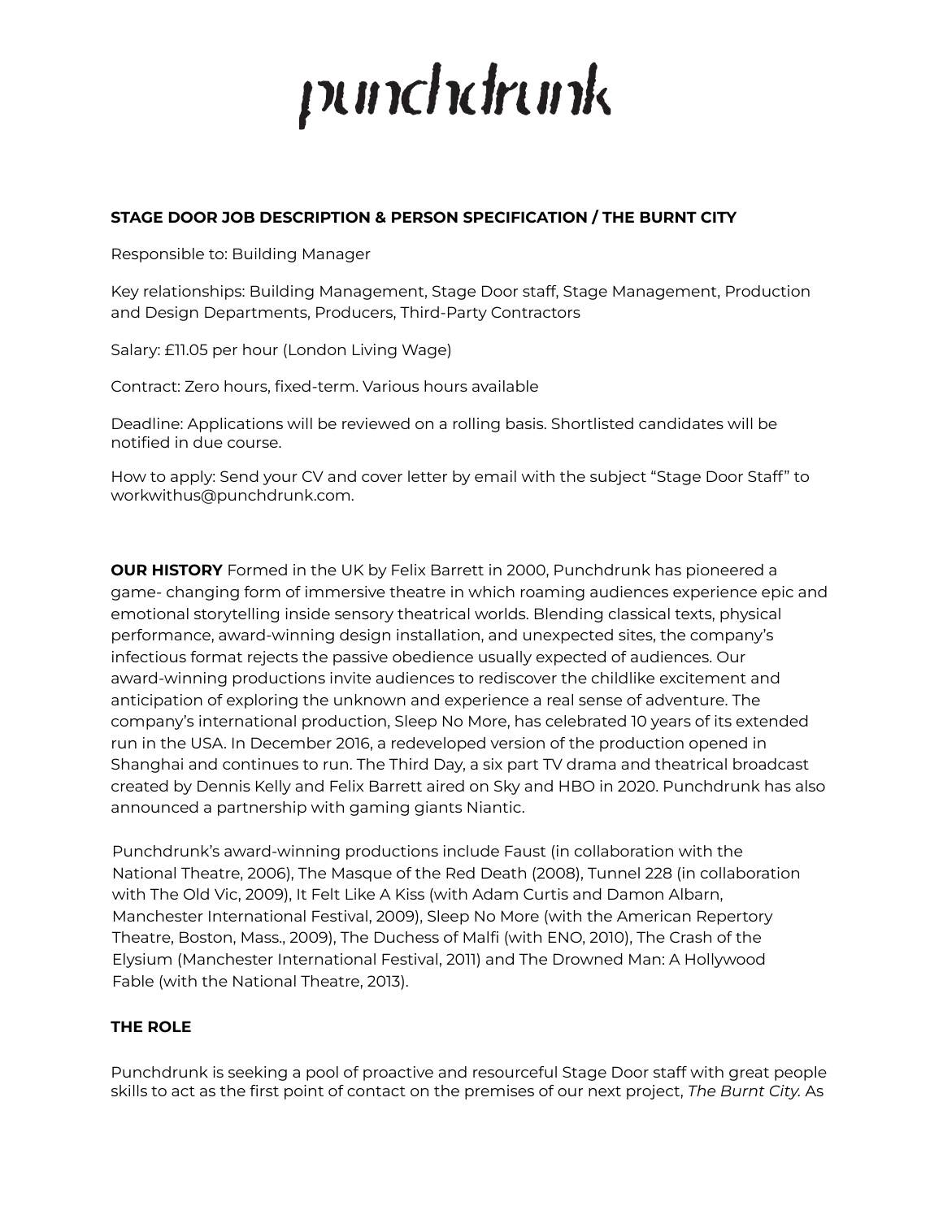# punchdrunk

**STAGE DOOR JOB DESCRIPTION & PERSON SPECIFICATION / THE BURNT CITY**

Responsible to: Building Manager

Key relationships: Building Management, Stage Door staff, Stage Management, Production and Design Departments, Producers, Third-Party Contractors

Salary: £11.05 per hour (London Living Wage)

Contract: Zero hours, fixed-term. Various hours available

Deadline: Applications will be reviewed on a rolling basis. Shortlisted candidates will be notified in due course.

How to apply: Send your CV and cover letter by email with the subject “Stage Door Staff” to workwithus@punchdrunk.com.

**OUR HISTORY** Formed in the UK by Felix Barrett in 2000, Punchdrunk has pioneered a game- changing form of immersive theatre in which roaming audiences experience epic and emotional storytelling inside sensory theatrical worlds. Blending classical texts, physical performance, award-winning design installation, and unexpected sites, the company's infectious format rejects the passive obedience usually expected of audiences. Our award-winning productions invite audiences to rediscover the childlike excitement and anticipation of exploring the unknown and experience a real sense of adventure. The company's international production, Sleep No More, has celebrated 10 years of its extended run in the USA. In December 2016, a redeveloped version of the production opened in Shanghai and continues to run. The Third Day, a six part TV drama and theatrical broadcast created by Dennis Kelly and Felix Barrett aired on Sky and HBO in 2020. Punchdrunk has also announced a partnership with gaming giants Niantic.

Punchdrunk's award-winning productions include Faust (in collaboration with the National Theatre, 2006), The Masque of the Red Death (2008), Tunnel 228 (in collaboration with The Old Vic, 2009), It Felt Like A Kiss (with Adam Curtis and Damon Albarn, Manchester International Festival, 2009), Sleep No More (with the American Repertory Theatre, Boston, Mass., 2009), The Duchess of Malfi (with ENO, 2010), The Crash of the Elysium (Manchester International Festival, 2011) and The Drowned Man: A Hollywood Fable (with the National Theatre, 2013).

**THE ROLE**

Punchdrunk is seeking a pool of proactive and resourceful Stage Door staff with great people skills to act as the first point of contact on the premises of our next project, *The Burnt City.* As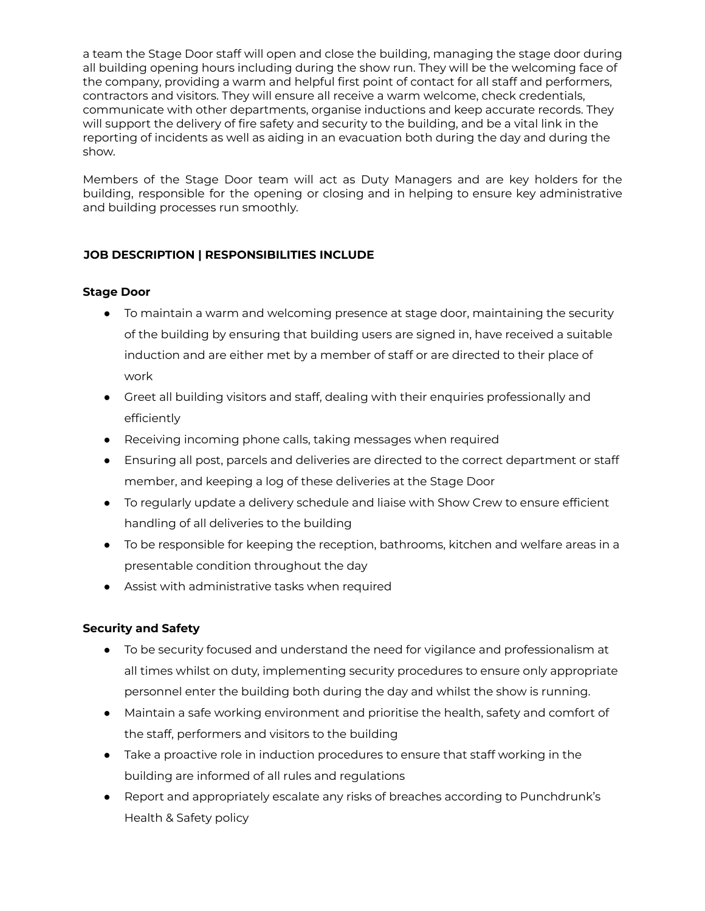a team the Stage Door staff will open and close the building, managing the stage door during all building opening hours including during the show run. They will be the welcoming face of the company, providing a warm and helpful first point of contact for all staff and performers, contractors and visitors. They will ensure all receive a warm welcome, check credentials, communicate with other departments, organise inductions and keep accurate records. They will support the delivery of fire safety and security to the building, and be a vital link in the reporting of incidents as well as aiding in an evacuation both during the day and during the show.

Members of the Stage Door team will act as Duty Managers and are key holders for the building, responsible for the opening or closing and in helping to ensure key administrative and building processes run smoothly.

## JOB DESCRIPTION | RESPONSIBILITIES INCLUDE

### Stage Door

- To maintain a warm and welcoming presence at stage door, maintaining the security of the building by ensuring that building users are signed in, have received a suitable induction and are either met by a member of staff or are directed to their place of work
- Greet all building visitors and staff, dealing with their enquiries professionally and efficiently
- Receiving incoming phone calls, taking messages when required
- Ensuring all post, parcels and deliveries are directed to the correct department or staff member, and keeping a log of these deliveries at the Stage Door
- To regularly update a delivery schedule and liaise with Show Crew to ensure efficient handling of all deliveries to the building
- To be responsible for keeping the reception, bathrooms, kitchen and welfare areas in a presentable condition throughout the day
- Assist with administrative tasks when required

### Security and Safety

- To be security focused and understand the need for vigilance and professionalism at all times whilst on duty, implementing security procedures to ensure only appropriate personnel enter the building both during the day and whilst the show is running.
- Maintain a safe working environment and prioritise the health, safety and comfort of the staff, performers and visitors to the building
- Take a proactive role in induction procedures to ensure that staff working in the building are informed of all rules and regulations
- Report and appropriately escalate any risks of breaches according to Punchdrunk's Health & Safety policy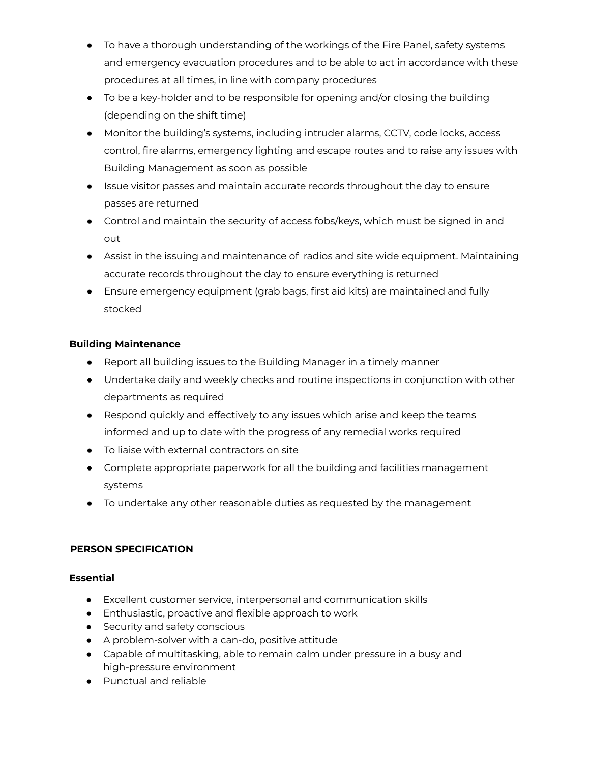- To have a thorough understanding of the workings of the Fire Panel, safety systems and emergency evacuation procedures and to be able to act in accordance with these procedures at all times, in line with company procedures
- To be a key-holder and to be responsible for opening and/or closing the building (depending on the shift time)
- Monitor the building's systems, including intruder alarms, CCTV, code locks, access control, fire alarms, emergency lighting and escape routes and to raise any issues with Building Management as soon as possible
- Issue visitor passes and maintain accurate records throughout the day to ensure passes are returned
- Control and maintain the security of access fobs/keys, which must be signed in and out
- Assist in the issuing and maintenance of radios and site wide equipment. Maintaining accurate records throughout the day to ensure everything is returned
- Ensure emergency equipment (grab bags, first aid kits) are maintained and fully stocked

**Building Maintenance**

- Report all building issues to the Building Manager in a timely manner
- Undertake daily and weekly checks and routine inspections in conjunction with other departments as required
- Respond quickly and effectively to any issues which arise and keep the teams informed and up to date with the progress of any remedial works required
- To liaise with external contractors on site
- Complete appropriate paperwork for all the building and facilities management systems
- To undertake any other reasonable duties as requested by the management

**PERSON SPECIFICATION**

**Essential**

- Excellent customer service, interpersonal and communication skills
- Enthusiastic, proactive and flexible approach to work
- Security and safety conscious
- A problem-solver with a can-do, positive attitude
- Capable of multitasking, able to remain calm under pressure in a busy and high-pressure environment
- Punctual and reliable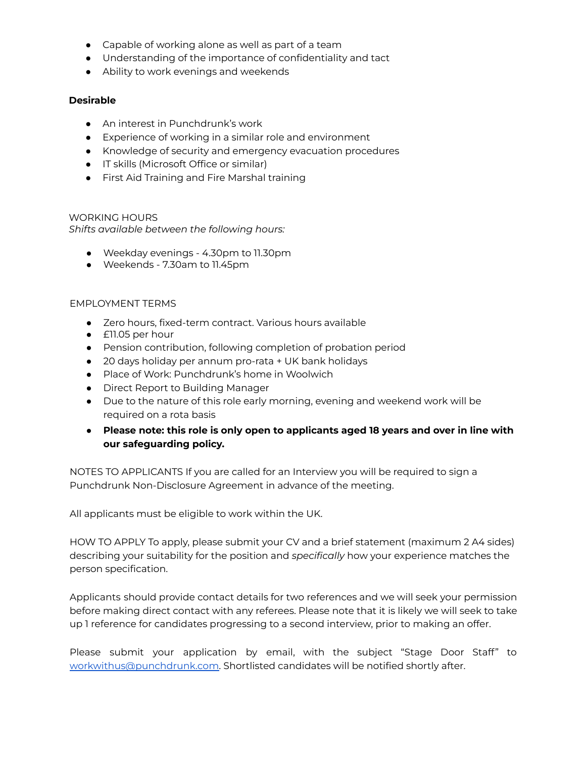- Capable of working alone as well as part of a team
- Understanding of the importance of confidentiality and tact
- Ability to work evenings and weekends

**Desirable**

- An interest in Punchdrunk's work
- Experience of working in a similar role and environment
- Knowledge of security and emergency evacuation procedures
- IT skills (Microsoft Office or similar)
- First Aid Training and Fire Marshal training

WORKING HOURS

*Shifts available between the following hours:*

- Weekday evenings - 4.30pm to 11.30pm
- Weekends - 7.30am to 11.45pm

EMPLOYMENT TERMS

- Zero hours, fixed-term contract. Various hours available
- £11.05 per hour
- Pension contribution, following completion of probation period
- 20 days holiday per annum pro-rata + UK bank holidays
- Place of Work: Punchdrunk's home in Woolwich
- Direct Report to Building Manager
- Due to the nature of this role early morning, evening and weekend work will be required on a rota basis
- **Please note: this role is only open to applicants aged 18 years and over in line with our safeguarding policy.**

NOTES TO APPLICANTS If you are called for an Interview you will be required to sign a Punchdrunk Non-Disclosure Agreement in advance of the meeting.

All applicants must be eligible to work within the UK.

HOW TO APPLY To apply, please submit your CV and a brief statement (maximum 2 A4 sides) describing your suitability for the position and *specifically* how your experience matches the person specification.

Applicants should provide contact details for two references and we will seek your permission before making direct contact with any referees. Please note that it is likely we will seek to take up 1 reference for candidates progressing to a second interview, prior to making an offer.

Please submit your application by email, with the subject "Stage Door Staff" to workwithus@punchdrunk.com. Shortlisted candidates will be notified shortly after.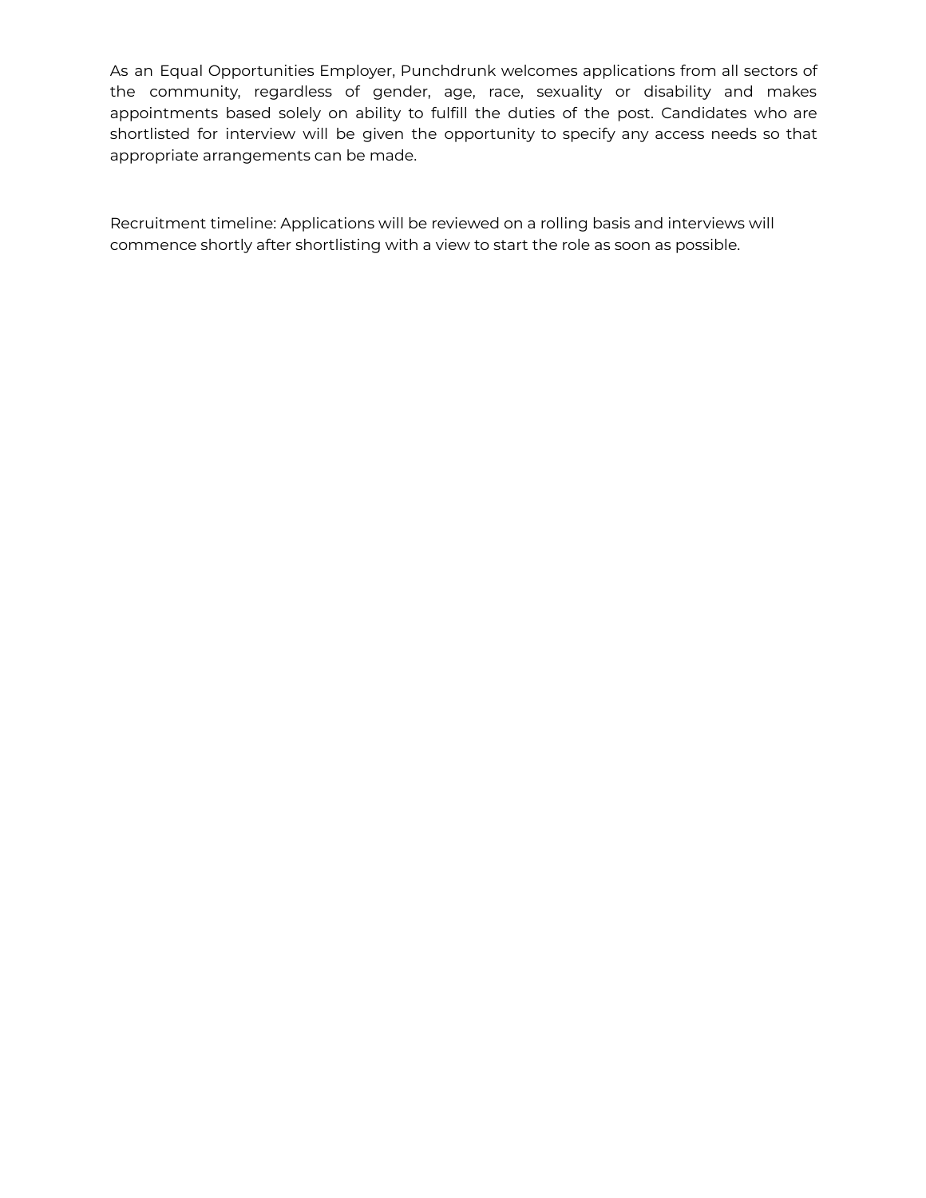As an Equal Opportunities Employer, Punchdrunk welcomes applications from all sectors of the community, regardless of gender, age, race, sexuality or disability and makes appointments based solely on ability to fulfill the duties of the post. Candidates who are shortlisted for interview will be given the opportunity to specify any access needs so that appropriate arrangements can be made.

Recruitment timeline: Applications will be reviewed on a rolling basis and interviews will commence shortly after shortlisting with a view to start the role as soon as possible.